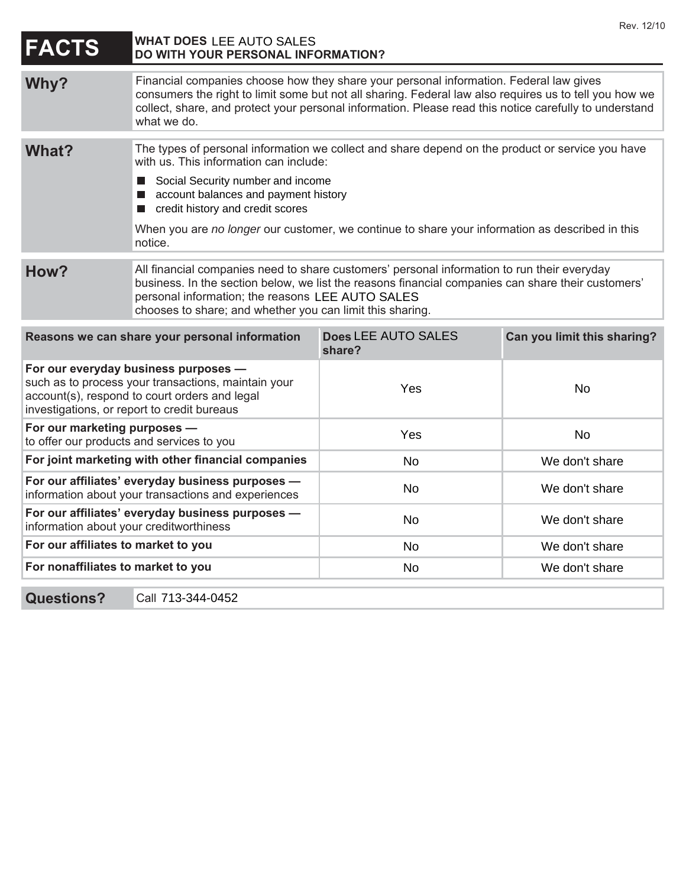# FACTS — WHAT DOES LEE AUTO SALES DO WITH YOUR PERSONAL INFORMATION?

Rev. 12/10

## Why?

Financial companies choose how they share your personal information. Federal law gives consumers the right to limit some but not all sharing. Federal law also requires us to tell you how we collect, share, and protect your personal information. Please read this notice carefully to understand what we do.

## What?

The types of personal information we collect and share depend on the product or service you have with us. This information can include:

- Social Security number and income
- account balances and payment history
- credit history and credit scores

When you are *no longer* our customer, we continue to share your information as described in this notice.

## How?

All financial companies need to share customers' personal information to run their everyday business. In the section below, we list the reasons financial companies can share their customers' personal information; the reasons LEE AUTO SALES chooses to share; and whether you can limit this sharing.

| Reasons we can share your personal information | Does LEE AUTO SALES share? | Can you limit this sharing? |
|---|---|---|
| **For our everyday business purposes —** such as to process your transactions, maintain your account(s), respond to court orders and legal investigations, or report to credit bureaus | Yes | No |
| **For our marketing purposes —** to offer our products and services to you | Yes | No |
| **For joint marketing with other financial companies** | No | We don't share |
| **For our affiliates' everyday business purposes —** information about your transactions and experiences | No | We don't share |
| **For our affiliates' everyday business purposes —** information about your creditworthiness | No | We don't share |
| **For our affiliates to market to you** | No | We don't share |
| **For nonaffiliates to market to you** | No | We don't share |

## Questions?

Call 713-344-0452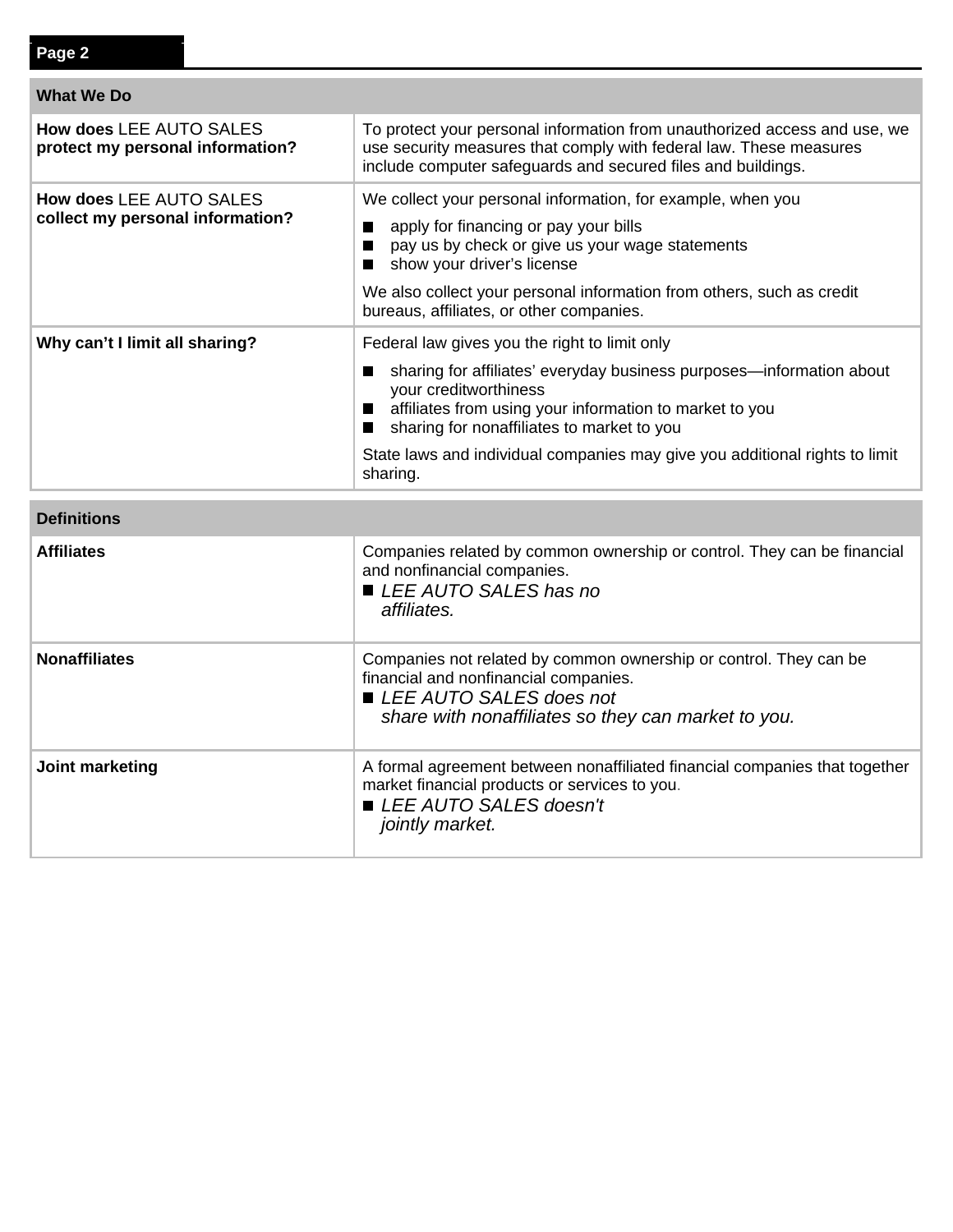| What We Do | |
|---|---|
| **How does** LEE AUTO SALES **protect my personal information?** | To protect your personal information from unauthorized access and use, we use security measures that comply with federal law. These measures include computer safeguards and secured files and buildings. |
| **How does** LEE AUTO SALES **collect my personal information?** | We collect your personal information, for example, when you<br>■ apply for financing or pay your bills<br>■ pay us by check or give us your wage statements<br>■ show your driver's license<br><br>We also collect your personal information from others, such as credit bureaus, affiliates, or other companies. |
| **Why can't I limit all sharing?** | Federal law gives you the right to limit only<br>■ sharing for affiliates' everyday business purposes—information about your creditworthiness<br>■ affiliates from using your information to market to you<br>■ sharing for nonaffiliates to market to you<br><br>State laws and individual companies may give you additional rights to limit sharing. |

| Definitions | |
|---|---|
| **Affiliates** | Companies related by common ownership or control. They can be financial and nonfinancial companies.<br>■ *LEE AUTO SALES has no affiliates.* |
| **Nonaffiliates** | Companies not related by common ownership or control. They can be financial and nonfinancial companies.<br>■ *LEE AUTO SALES does not share with nonaffiliates so they can market to you.* |
| **Joint marketing** | A formal agreement between nonaffiliated financial companies that together market financial products or services to you.<br>■ *LEE AUTO SALES doesn't jointly market.* |